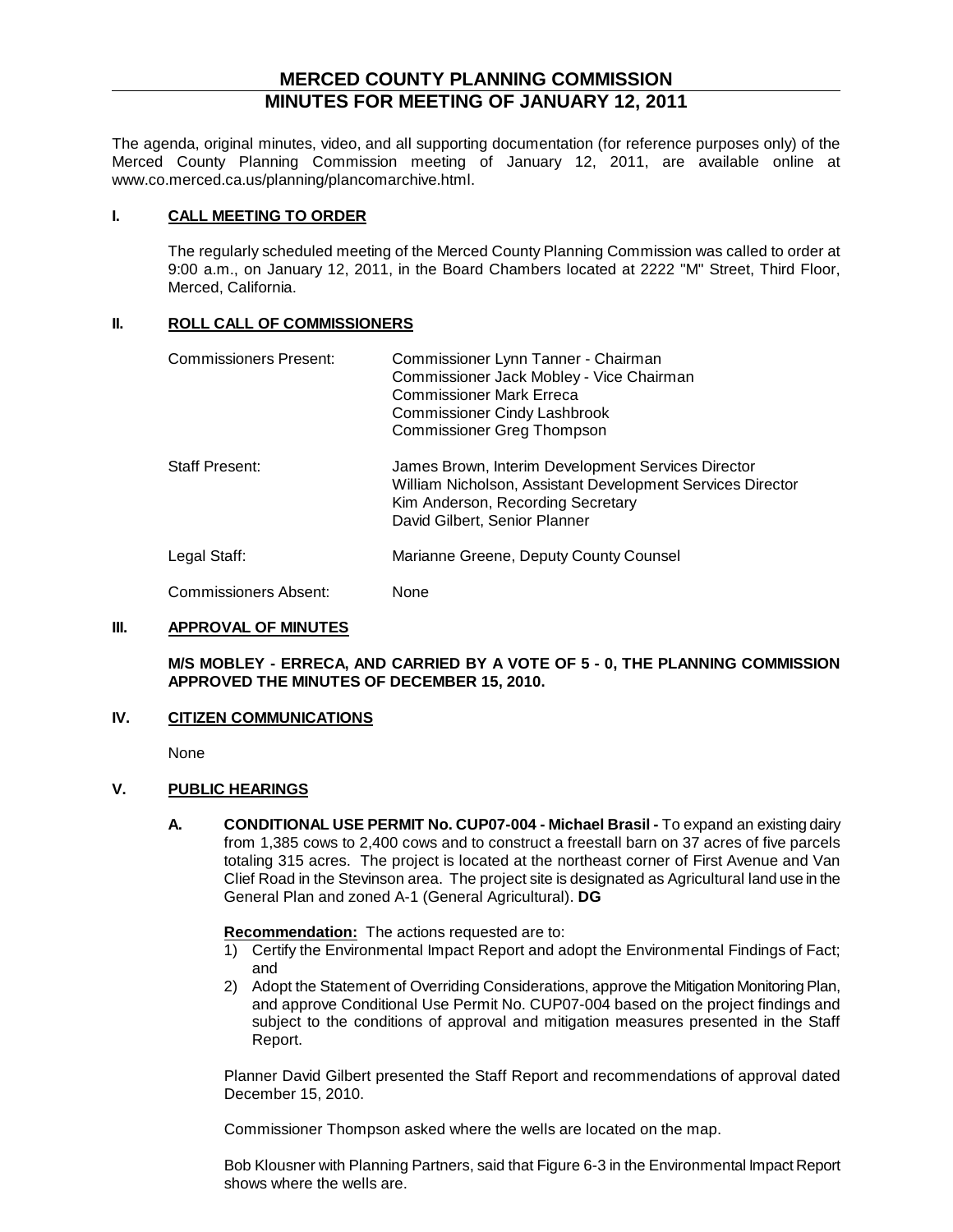# MERCED COUNTY PLANNING COMMISSION
# MINUTES FOR MEETING OF JANUARY 12, 2011

The agenda, original minutes, video, and all supporting documentation (for reference purposes only) of the Merced County Planning Commission meeting of January 12, 2011, are available online at www.co.merced.ca.us/planning/plancomarchive.html.

## I. CALL MEETING TO ORDER

The regularly scheduled meeting of the Merced County Planning Commission was called to order at 9:00 a.m., on January 12, 2011, in the Board Chambers located at 2222 "M" Street, Third Floor, Merced, California.

## II. ROLL CALL OF COMMISSIONERS

Commissioners Present: Commissioner Lynn Tanner - Chairman
Commissioner Jack Mobley - Vice Chairman
Commissioner Mark Erreca
Commissioner Cindy Lashbrook
Commissioner Greg Thompson

Staff Present: James Brown, Interim Development Services Director
William Nicholson, Assistant Development Services Director
Kim Anderson, Recording Secretary
David Gilbert, Senior Planner

Legal Staff: Marianne Greene, Deputy County Counsel

Commissioners Absent: None

## III. APPROVAL OF MINUTES

**M/S MOBLEY - ERRECA, AND CARRIED BY A VOTE OF 5 - 0, THE PLANNING COMMISSION APPROVED THE MINUTES OF DECEMBER 15, 2010.**

## IV. CITIZEN COMMUNICATIONS

None

## V. PUBLIC HEARINGS

**A. CONDITIONAL USE PERMIT No. CUP07-004 - Michael Brasil -** To expand an existing dairy from 1,385 cows to 2,400 cows and to construct a freestall barn on 37 acres of five parcels totaling 315 acres. The project is located at the northeast corner of First Avenue and Van Clief Road in the Stevinson area. The project site is designated as Agricultural land use in the General Plan and zoned A-1 (General Agricultural). **DG**

**Recommendation:** The actions requested are to:

1) Certify the Environmental Impact Report and adopt the Environmental Findings of Fact; and
2) Adopt the Statement of Overriding Considerations, approve the Mitigation Monitoring Plan, and approve Conditional Use Permit No. CUP07-004 based on the project findings and subject to the conditions of approval and mitigation measures presented in the Staff Report.

Planner David Gilbert presented the Staff Report and recommendations of approval dated December 15, 2010.

Commissioner Thompson asked where the wells are located on the map.

Bob Klousner with Planning Partners, said that Figure 6-3 in the Environmental Impact Report shows where the wells are.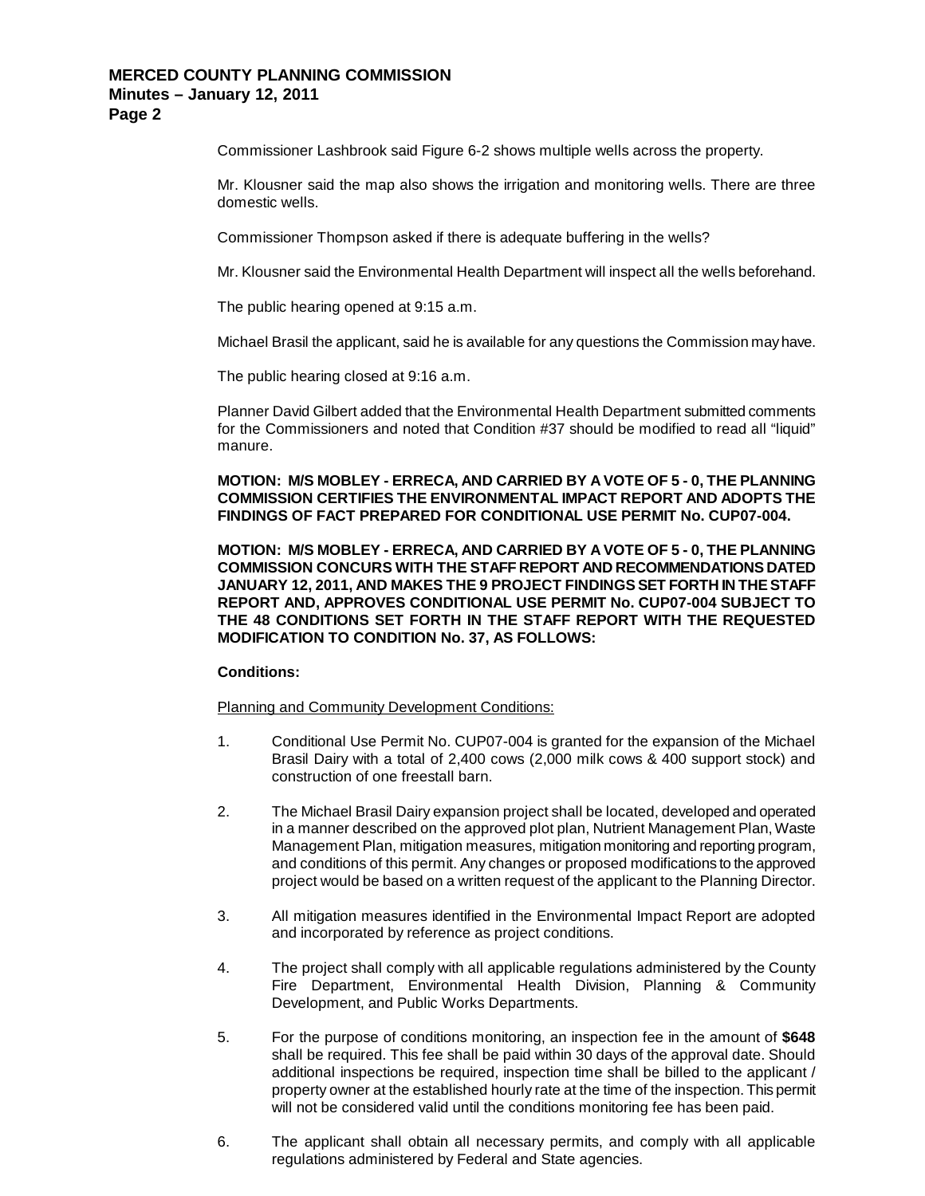Commissioner Lashbrook said Figure 6-2 shows multiple wells across the property.

Mr. Klousner said the map also shows the irrigation and monitoring wells. There are three domestic wells.

Commissioner Thompson asked if there is adequate buffering in the wells?

Mr. Klousner said the Environmental Health Department will inspect all the wells beforehand.

The public hearing opened at 9:15 a.m.

Michael Brasil the applicant, said he is available for any questions the Commission may have.

The public hearing closed at 9:16 a.m.

Planner David Gilbert added that the Environmental Health Department submitted comments for the Commissioners and noted that Condition #37 should be modified to read all "liquid" manure.

**MOTION: M/S MOBLEY - ERRECA, AND CARRIED BY A VOTE OF 5 - 0, THE PLANNING COMMISSION CERTIFIES THE ENVIRONMENTAL IMPACT REPORT AND ADOPTS THE FINDINGS OF FACT PREPARED FOR CONDITIONAL USE PERMIT No. CUP07-004.**

**MOTION: M/S MOBLEY - ERRECA, AND CARRIED BY A VOTE OF 5 - 0, THE PLANNING COMMISSION CONCURS WITH THE STAFF REPORT AND RECOMMENDATIONS DATED JANUARY 12, 2011, AND MAKES THE 9 PROJECT FINDINGS SET FORTH IN THE STAFF REPORT AND, APPROVES CONDITIONAL USE PERMIT No. CUP07-004 SUBJECT TO THE 48 CONDITIONS SET FORTH IN THE STAFF REPORT WITH THE REQUESTED MODIFICATION TO CONDITION No. 37, AS FOLLOWS:**

**Conditions:**

Planning and Community Development Conditions:

1. Conditional Use Permit No. CUP07-004 is granted for the expansion of the Michael Brasil Dairy with a total of 2,400 cows (2,000 milk cows & 400 support stock) and construction of one freestall barn.

2. The Michael Brasil Dairy expansion project shall be located, developed and operated in a manner described on the approved plot plan, Nutrient Management Plan, Waste Management Plan, mitigation measures, mitigation monitoring and reporting program, and conditions of this permit. Any changes or proposed modifications to the approved project would be based on a written request of the applicant to the Planning Director.

3. All mitigation measures identified in the Environmental Impact Report are adopted and incorporated by reference as project conditions.

4. The project shall comply with all applicable regulations administered by the County Fire Department, Environmental Health Division, Planning & Community Development, and Public Works Departments.

5. For the purpose of conditions monitoring, an inspection fee in the amount of **$648** shall be required. This fee shall be paid within 30 days of the approval date. Should additional inspections be required, inspection time shall be billed to the applicant / property owner at the established hourly rate at the time of the inspection. This permit will not be considered valid until the conditions monitoring fee has been paid.

6. The applicant shall obtain all necessary permits, and comply with all applicable regulations administered by Federal and State agencies.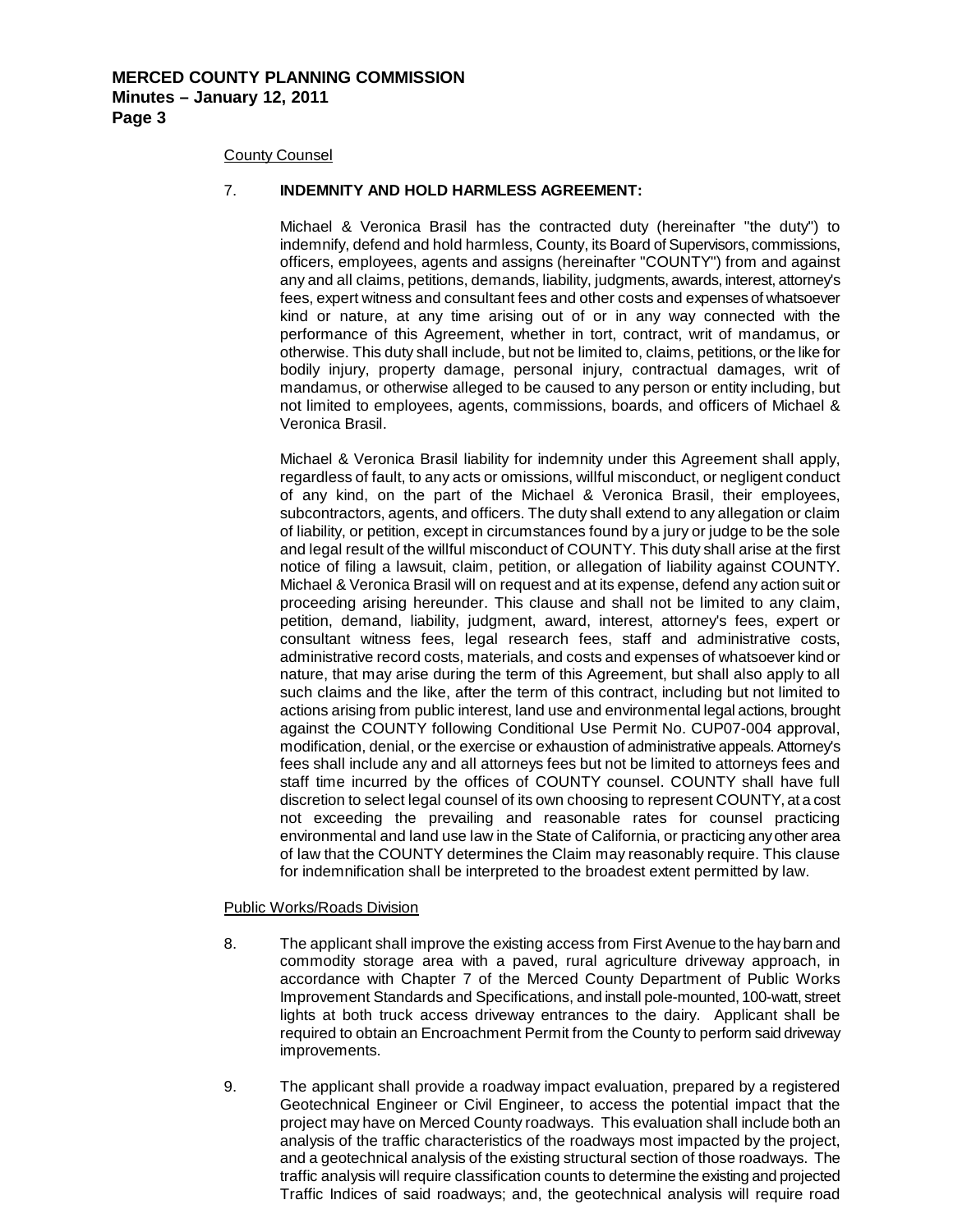County Counsel

7. **INDEMNITY AND HOLD HARMLESS AGREEMENT:**

   Michael & Veronica Brasil has the contracted duty (hereinafter "the duty") to indemnify, defend and hold harmless, County, its Board of Supervisors, commissions, officers, employees, agents and assigns (hereinafter "COUNTY") from and against any and all claims, petitions, demands, liability, judgments, awards, interest, attorney's fees, expert witness and consultant fees and other costs and expenses of whatsoever kind or nature, at any time arising out of or in any way connected with the performance of this Agreement, whether in tort, contract, writ of mandamus, or otherwise. This duty shall include, but not be limited to, claims, petitions, or the like for bodily injury, property damage, personal injury, contractual damages, writ of mandamus, or otherwise alleged to be caused to any person or entity including, but not limited to employees, agents, commissions, boards, and officers of Michael & Veronica Brasil.

   Michael & Veronica Brasil liability for indemnity under this Agreement shall apply, regardless of fault, to any acts or omissions, willful misconduct, or negligent conduct of any kind, on the part of the Michael & Veronica Brasil, their employees, subcontractors, agents, and officers. The duty shall extend to any allegation or claim of liability, or petition, except in circumstances found by a jury or judge to be the sole and legal result of the willful misconduct of COUNTY. This duty shall arise at the first notice of filing a lawsuit, claim, petition, or allegation of liability against COUNTY. Michael & Veronica Brasil will on request and at its expense, defend any action suit or proceeding arising hereunder. This clause and shall not be limited to any claim, petition, demand, liability, judgment, award, interest, attorney's fees, expert or consultant witness fees, legal research fees, staff and administrative costs, administrative record costs, materials, and costs and expenses of whatsoever kind or nature, that may arise during the term of this Agreement, but shall also apply to all such claims and the like, after the term of this contract, including but not limited to actions arising from public interest, land use and environmental legal actions, brought against the COUNTY following Conditional Use Permit No. CUP07-004 approval, modification, denial, or the exercise or exhaustion of administrative appeals. Attorney's fees shall include any and all attorneys fees but not be limited to attorneys fees and staff time incurred by the offices of COUNTY counsel. COUNTY shall have full discretion to select legal counsel of its own choosing to represent COUNTY, at a cost not exceeding the prevailing and reasonable rates for counsel practicing environmental and land use law in the State of California, or practicing any other area of law that the COUNTY determines the Claim may reasonably require. This clause for indemnification shall be interpreted to the broadest extent permitted by law.

Public Works/Roads Division

8. The applicant shall improve the existing access from First Avenue to the hay barn and commodity storage area with a paved, rural agriculture driveway approach, in accordance with Chapter 7 of the Merced County Department of Public Works Improvement Standards and Specifications, and install pole-mounted, 100-watt, street lights at both truck access driveway entrances to the dairy. Applicant shall be required to obtain an Encroachment Permit from the County to perform said driveway improvements.

9. The applicant shall provide a roadway impact evaluation, prepared by a registered Geotechnical Engineer or Civil Engineer, to access the potential impact that the project may have on Merced County roadways. This evaluation shall include both an analysis of the traffic characteristics of the roadways most impacted by the project, and a geotechnical analysis of the existing structural section of those roadways. The traffic analysis will require classification counts to determine the existing and projected Traffic Indices of said roadways; and, the geotechnical analysis will require road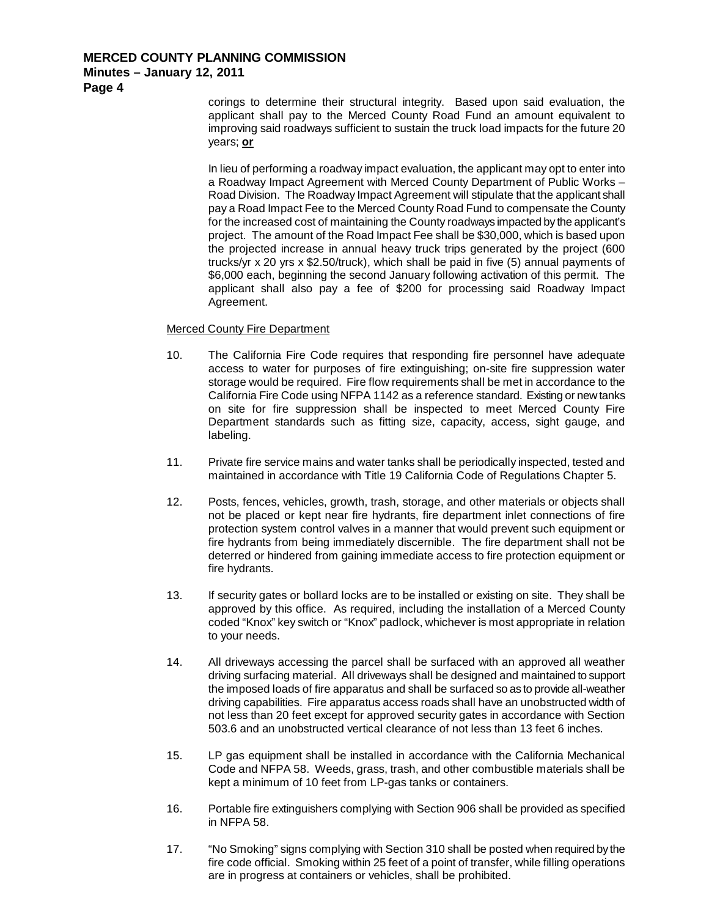corings to determine their structural integrity. Based upon said evaluation, the applicant shall pay to the Merced County Road Fund an amount equivalent to improving said roadways sufficient to sustain the truck load impacts for the future 20 years; **<u>or</u>**

In lieu of performing a roadway impact evaluation, the applicant may opt to enter into a Roadway Impact Agreement with Merced County Department of Public Works – Road Division. The Roadway Impact Agreement will stipulate that the applicant shall pay a Road Impact Fee to the Merced County Road Fund to compensate the County for the increased cost of maintaining the County roadways impacted by the applicant's project. The amount of the Road Impact Fee shall be $30,000, which is based upon the projected increase in annual heavy truck trips generated by the project (600 trucks/yr x 20 yrs x $2.50/truck), which shall be paid in five (5) annual payments of $6,000 each, beginning the second January following activation of this permit. The applicant shall also pay a fee of $200 for processing said Roadway Impact Agreement.

<u>Merced County Fire Department</u>

10. The California Fire Code requires that responding fire personnel have adequate access to water for purposes of fire extinguishing; on-site fire suppression water storage would be required. Fire flow requirements shall be met in accordance to the California Fire Code using NFPA 1142 as a reference standard. Existing or new tanks on site for fire suppression shall be inspected to meet Merced County Fire Department standards such as fitting size, capacity, access, sight gauge, and labeling.

11. Private fire service mains and water tanks shall be periodically inspected, tested and maintained in accordance with Title 19 California Code of Regulations Chapter 5.

12. Posts, fences, vehicles, growth, trash, storage, and other materials or objects shall not be placed or kept near fire hydrants, fire department inlet connections of fire protection system control valves in a manner that would prevent such equipment or fire hydrants from being immediately discernible. The fire department shall not be deterred or hindered from gaining immediate access to fire protection equipment or fire hydrants.

13. If security gates or bollard locks are to be installed or existing on site. They shall be approved by this office. As required, including the installation of a Merced County coded "Knox" key switch or "Knox" padlock, whichever is most appropriate in relation to your needs.

14. All driveways accessing the parcel shall be surfaced with an approved all weather driving surfacing material. All driveways shall be designed and maintained to support the imposed loads of fire apparatus and shall be surfaced so as to provide all-weather driving capabilities. Fire apparatus access roads shall have an unobstructed width of not less than 20 feet except for approved security gates in accordance with Section 503.6 and an unobstructed vertical clearance of not less than 13 feet 6 inches.

15. LP gas equipment shall be installed in accordance with the California Mechanical Code and NFPA 58. Weeds, grass, trash, and other combustible materials shall be kept a minimum of 10 feet from LP-gas tanks or containers.

16. Portable fire extinguishers complying with Section 906 shall be provided as specified in NFPA 58.

17. "No Smoking" signs complying with Section 310 shall be posted when required by the fire code official. Smoking within 25 feet of a point of transfer, while filling operations are in progress at containers or vehicles, shall be prohibited.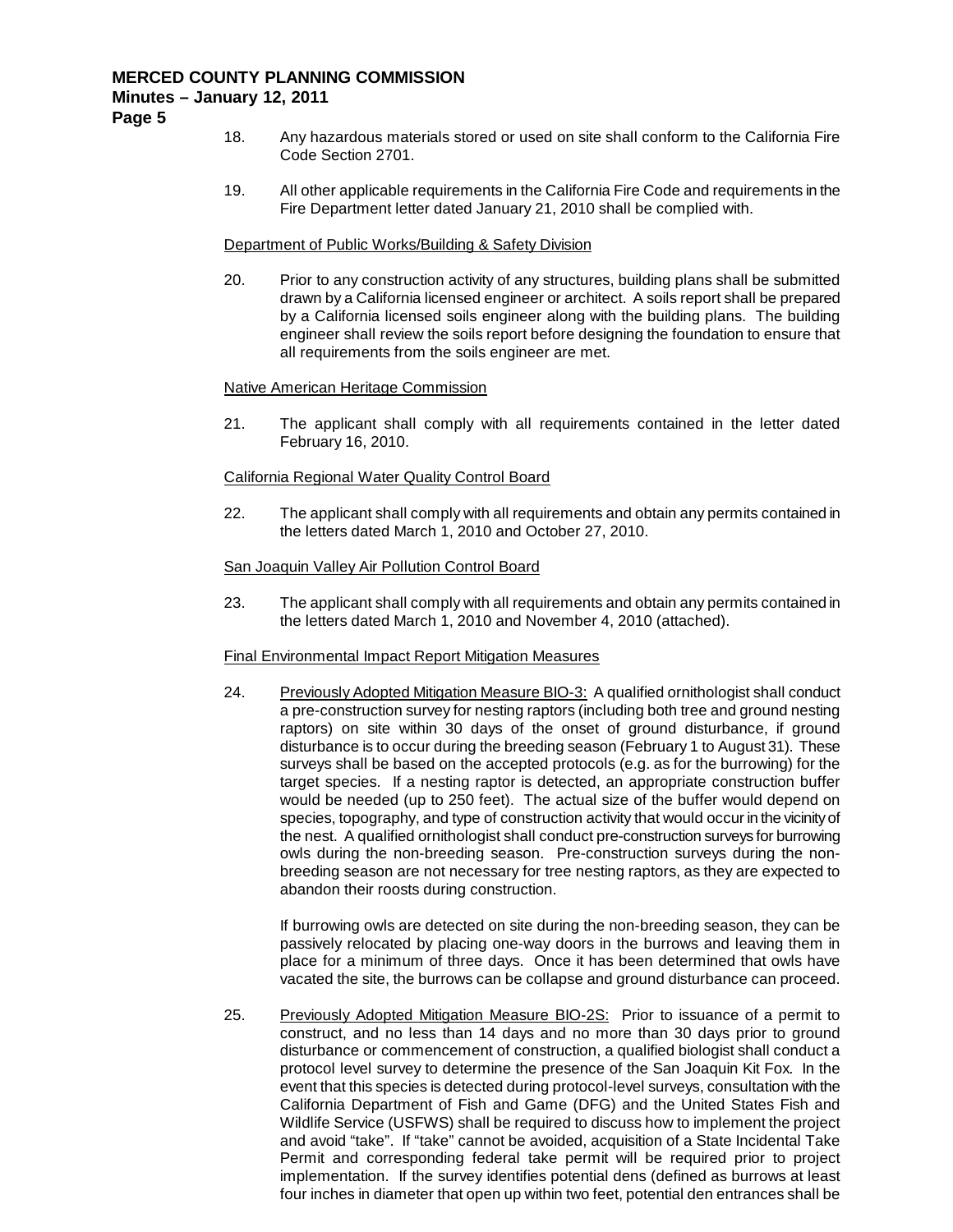18. Any hazardous materials stored or used on site shall conform to the California Fire Code Section 2701.

19. All other applicable requirements in the California Fire Code and requirements in the Fire Department letter dated January 21, 2010 shall be complied with.

Department of Public Works/Building & Safety Division

20. Prior to any construction activity of any structures, building plans shall be submitted drawn by a California licensed engineer or architect. A soils report shall be prepared by a California licensed soils engineer along with the building plans. The building engineer shall review the soils report before designing the foundation to ensure that all requirements from the soils engineer are met.

Native American Heritage Commission

21. The applicant shall comply with all requirements contained in the letter dated February 16, 2010.

California Regional Water Quality Control Board

22. The applicant shall comply with all requirements and obtain any permits contained in the letters dated March 1, 2010 and October 27, 2010.

San Joaquin Valley Air Pollution Control Board

23. The applicant shall comply with all requirements and obtain any permits contained in the letters dated March 1, 2010 and November 4, 2010 (attached).

Final Environmental Impact Report Mitigation Measures

24. Previously Adopted Mitigation Measure BIO-3: A qualified ornithologist shall conduct a pre-construction survey for nesting raptors (including both tree and ground nesting raptors) on site within 30 days of the onset of ground disturbance, if ground disturbance is to occur during the breeding season (February 1 to August 31). These surveys shall be based on the accepted protocols (e.g. as for the burrowing) for the target species. If a nesting raptor is detected, an appropriate construction buffer would be needed (up to 250 feet). The actual size of the buffer would depend on species, topography, and type of construction activity that would occur in the vicinity of the nest. A qualified ornithologist shall conduct pre-construction surveys for burrowing owls during the non-breeding season. Pre-construction surveys during the non-breeding season are not necessary for tree nesting raptors, as they are expected to abandon their roosts during construction.

    If burrowing owls are detected on site during the non-breeding season, they can be passively relocated by placing one-way doors in the burrows and leaving them in place for a minimum of three days. Once it has been determined that owls have vacated the site, the burrows can be collapse and ground disturbance can proceed.

25. Previously Adopted Mitigation Measure BIO-2S: Prior to issuance of a permit to construct, and no less than 14 days and no more than 30 days prior to ground disturbance or commencement of construction, a qualified biologist shall conduct a protocol level survey to determine the presence of the San Joaquin Kit Fox. In the event that this species is detected during protocol-level surveys, consultation with the California Department of Fish and Game (DFG) and the United States Fish and Wildlife Service (USFWS) shall be required to discuss how to implement the project and avoid "take". If "take" cannot be avoided, acquisition of a State Incidental Take Permit and corresponding federal take permit will be required prior to project implementation. If the survey identifies potential dens (defined as burrows at least four inches in diameter that open up within two feet, potential den entrances shall be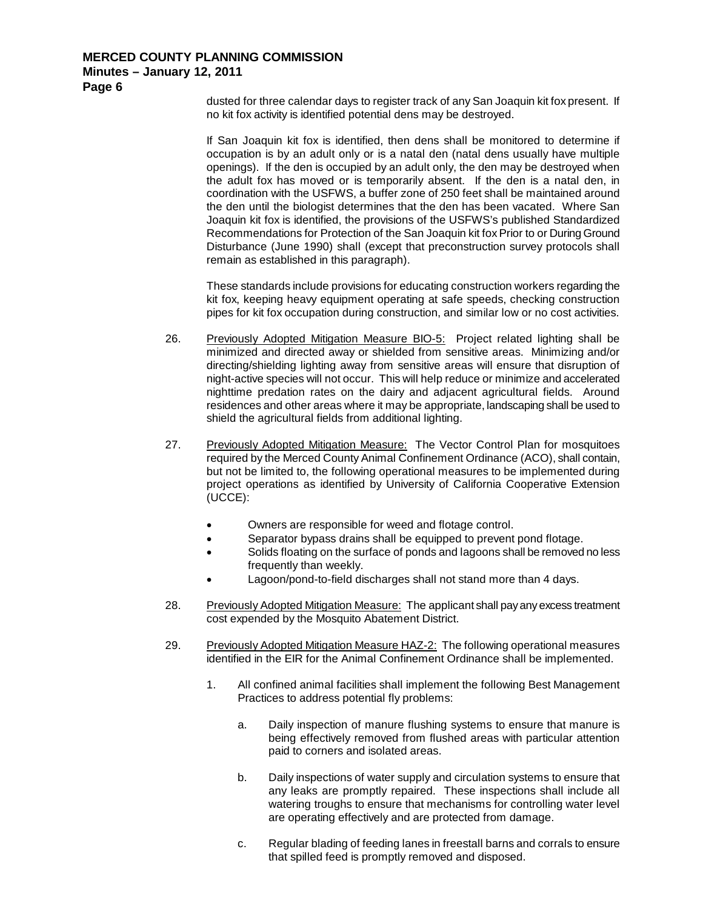dusted for three calendar days to register track of any San Joaquin kit fox present. If no kit fox activity is identified potential dens may be destroyed.

If San Joaquin kit fox is identified, then dens shall be monitored to determine if occupation is by an adult only or is a natal den (natal dens usually have multiple openings). If the den is occupied by an adult only, the den may be destroyed when the adult fox has moved or is temporarily absent. If the den is a natal den, in coordination with the USFWS, a buffer zone of 250 feet shall be maintained around the den until the biologist determines that the den has been vacated. Where San Joaquin kit fox is identified, the provisions of the USFWS's published Standardized Recommendations for Protection of the San Joaquin kit fox Prior to or During Ground Disturbance (June 1990) shall (except that preconstruction survey protocols shall remain as established in this paragraph).

These standards include provisions for educating construction workers regarding the kit fox, keeping heavy equipment operating at safe speeds, checking construction pipes for kit fox occupation during construction, and similar low or no cost activities.

26. <u>Previously Adopted Mitigation Measure BIO-5:</u> Project related lighting shall be minimized and directed away or shielded from sensitive areas. Minimizing and/or directing/shielding lighting away from sensitive areas will ensure that disruption of night-active species will not occur. This will help reduce or minimize and accelerated nighttime predation rates on the dairy and adjacent agricultural fields. Around residences and other areas where it may be appropriate, landscaping shall be used to shield the agricultural fields from additional lighting.

27. <u>Previously Adopted Mitigation Measure:</u> The Vector Control Plan for mosquitoes required by the Merced County Animal Confinement Ordinance (ACO), shall contain, but not be limited to, the following operational measures to be implemented during project operations as identified by University of California Cooperative Extension (UCCE):

    - Owners are responsible for weed and flotage control.
    - Separator bypass drains shall be equipped to prevent pond flotage.
    - Solids floating on the surface of ponds and lagoons shall be removed no less frequently than weekly.
    - Lagoon/pond-to-field discharges shall not stand more than 4 days.

28. <u>Previously Adopted Mitigation Measure:</u> The applicant shall pay any excess treatment cost expended by the Mosquito Abatement District.

29. <u>Previously Adopted Mitigation Measure HAZ-2:</u> The following operational measures identified in the EIR for the Animal Confinement Ordinance shall be implemented.

    1. All confined animal facilities shall implement the following Best Management Practices to address potential fly problems:

        a. Daily inspection of manure flushing systems to ensure that manure is being effectively removed from flushed areas with particular attention paid to corners and isolated areas.

        b. Daily inspections of water supply and circulation systems to ensure that any leaks are promptly repaired. These inspections shall include all watering troughs to ensure that mechanisms for controlling water level are operating effectively and are protected from damage.

        c. Regular blading of feeding lanes in freestall barns and corrals to ensure that spilled feed is promptly removed and disposed.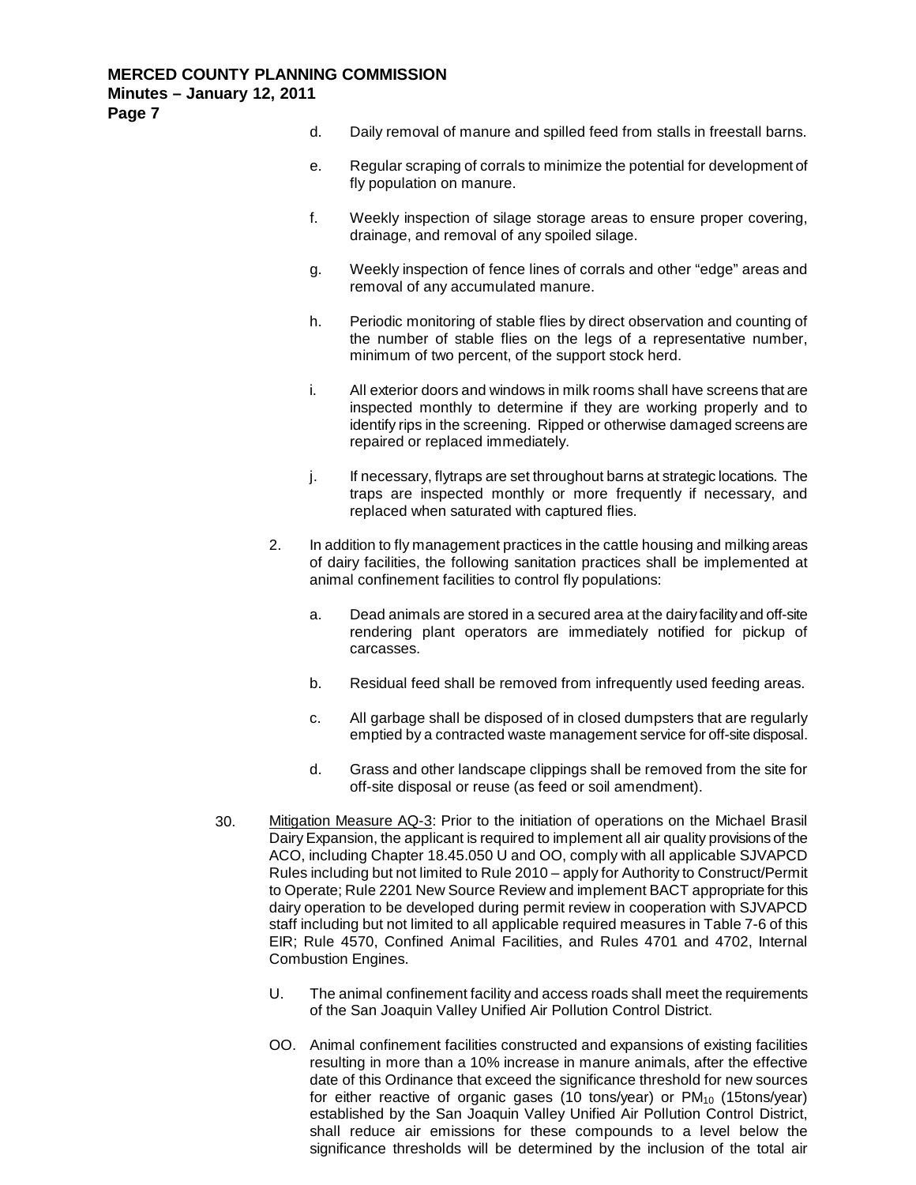d. Daily removal of manure and spilled feed from stalls in freestall barns.

e. Regular scraping of corrals to minimize the potential for development of fly population on manure.

f. Weekly inspection of silage storage areas to ensure proper covering, drainage, and removal of any spoiled silage.

g. Weekly inspection of fence lines of corrals and other "edge" areas and removal of any accumulated manure.

h. Periodic monitoring of stable flies by direct observation and counting of the number of stable flies on the legs of a representative number, minimum of two percent, of the support stock herd.

i. All exterior doors and windows in milk rooms shall have screens that are inspected monthly to determine if they are working properly and to identify rips in the screening. Ripped or otherwise damaged screens are repaired or replaced immediately.

j. If necessary, flytraps are set throughout barns at strategic locations. The traps are inspected monthly or more frequently if necessary, and replaced when saturated with captured flies.

2. In addition to fly management practices in the cattle housing and milking areas of dairy facilities, the following sanitation practices shall be implemented at animal confinement facilities to control fly populations:

   a. Dead animals are stored in a secured area at the dairy facility and off-site rendering plant operators are immediately notified for pickup of carcasses.

   b. Residual feed shall be removed from infrequently used feeding areas.

   c. All garbage shall be disposed of in closed dumpsters that are regularly emptied by a contracted waste management service for off-site disposal.

   d. Grass and other landscape clippings shall be removed from the site for off-site disposal or reuse (as feed or soil amendment).

30. Mitigation Measure AQ-3: Prior to the initiation of operations on the Michael Brasil Dairy Expansion, the applicant is required to implement all air quality provisions of the ACO, including Chapter 18.45.050 U and OO, comply with all applicable SJVAPCD Rules including but not limited to Rule 2010 – apply for Authority to Construct/Permit to Operate; Rule 2201 New Source Review and implement BACT appropriate for this dairy operation to be developed during permit review in cooperation with SJVAPCD staff including but not limited to all applicable required measures in Table 7-6 of this EIR; Rule 4570, Confined Animal Facilities, and Rules 4701 and 4702, Internal Combustion Engines.

    U. The animal confinement facility and access roads shall meet the requirements of the San Joaquin Valley Unified Air Pollution Control District.

    OO. Animal confinement facilities constructed and expansions of existing facilities resulting in more than a 10% increase in manure animals, after the effective date of this Ordinance that exceed the significance threshold for new sources for either reactive of organic gases (10 tons/year) or $PM_{10}$ (15tons/year) established by the San Joaquin Valley Unified Air Pollution Control District, shall reduce air emissions for these compounds to a level below the significance thresholds will be determined by the inclusion of the total air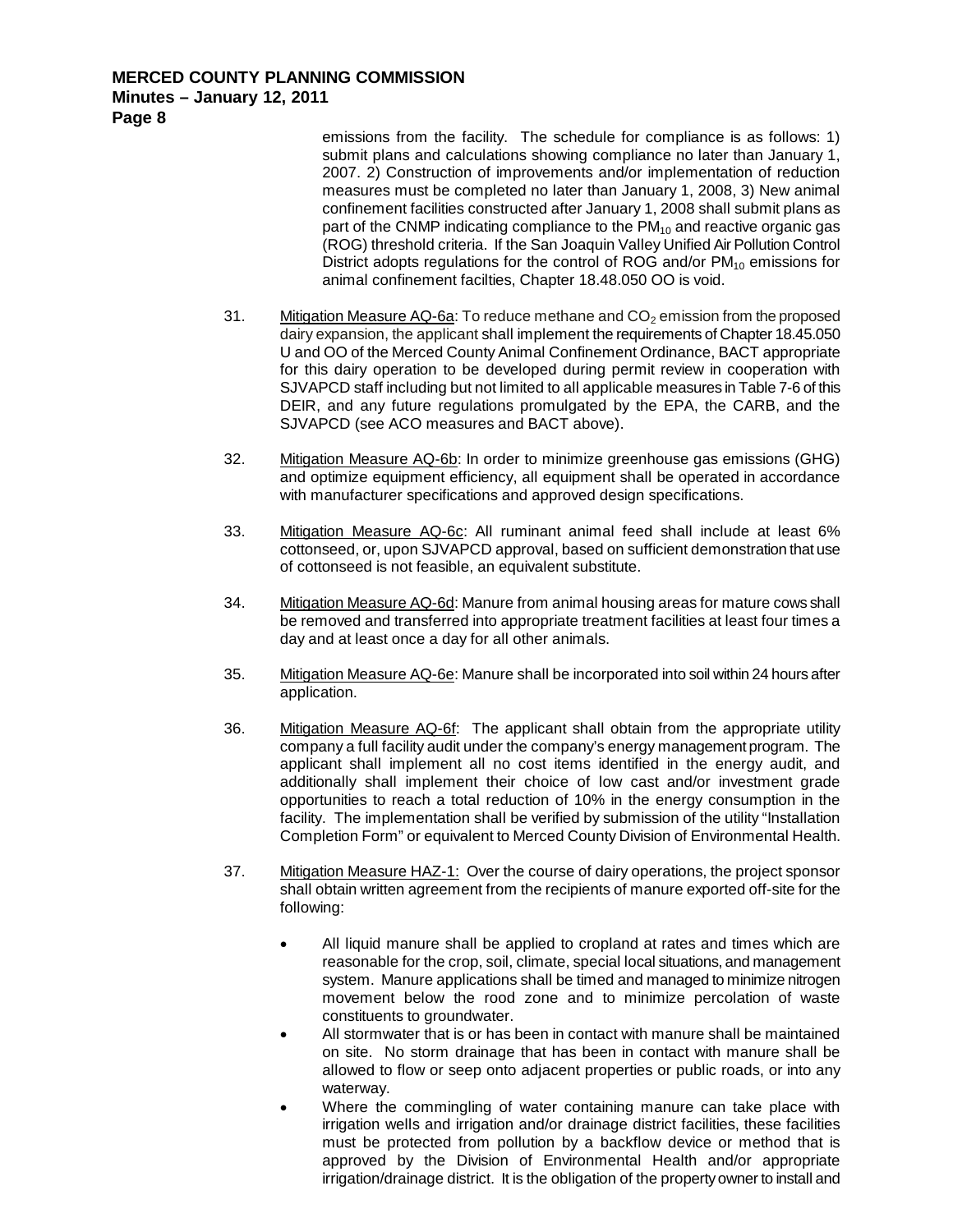emissions from the facility. The schedule for compliance is as follows: 1) submit plans and calculations showing compliance no later than January 1, 2007. 2) Construction of improvements and/or implementation of reduction measures must be completed no later than January 1, 2008, 3) New animal confinement facilities constructed after January 1, 2008 shall submit plans as part of the CNMP indicating compliance to the $PM_{10}$ and reactive organic gas (ROG) threshold criteria. If the San Joaquin Valley Unified Air Pollution Control District adopts regulations for the control of ROG and/or $PM_{10}$ emissions for animal confinement facilties, Chapter 18.48.050 OO is void.

31. Mitigation Measure AQ-6a: To reduce methane and $CO_2$ emission from the proposed dairy expansion, the applicant shall implement the requirements of Chapter 18.45.050 U and OO of the Merced County Animal Confinement Ordinance, BACT appropriate for this dairy operation to be developed during permit review in cooperation with SJVAPCD staff including but not limited to all applicable measures in Table 7-6 of this DEIR, and any future regulations promulgated by the EPA, the CARB, and the SJVAPCD (see ACO measures and BACT above).

32. Mitigation Measure AQ-6b: In order to minimize greenhouse gas emissions (GHG) and optimize equipment efficiency, all equipment shall be operated in accordance with manufacturer specifications and approved design specifications.

33. Mitigation Measure AQ-6c: All ruminant animal feed shall include at least 6% cottonseed, or, upon SJVAPCD approval, based on sufficient demonstration that use of cottonseed is not feasible, an equivalent substitute.

34. Mitigation Measure AQ-6d: Manure from animal housing areas for mature cows shall be removed and transferred into appropriate treatment facilities at least four times a day and at least once a day for all other animals.

35. Mitigation Measure AQ-6e: Manure shall be incorporated into soil within 24 hours after application.

36. Mitigation Measure AQ-6f: The applicant shall obtain from the appropriate utility company a full facility audit under the company's energy management program. The applicant shall implement all no cost items identified in the energy audit, and additionally shall implement their choice of low cast and/or investment grade opportunities to reach a total reduction of 10% in the energy consumption in the facility. The implementation shall be verified by submission of the utility "Installation Completion Form" or equivalent to Merced County Division of Environmental Health.

37. Mitigation Measure HAZ-1: Over the course of dairy operations, the project sponsor shall obtain written agreement from the recipients of manure exported off-site for the following:

    - All liquid manure shall be applied to cropland at rates and times which are reasonable for the crop, soil, climate, special local situations, and management system. Manure applications shall be timed and managed to minimize nitrogen movement below the rood zone and to minimize percolation of waste constituents to groundwater.
    - All stormwater that is or has been in contact with manure shall be maintained on site. No storm drainage that has been in contact with manure shall be allowed to flow or seep onto adjacent properties or public roads, or into any waterway.
    - Where the commingling of water containing manure can take place with irrigation wells and irrigation and/or drainage district facilities, these facilities must be protected from pollution by a backflow device or method that is approved by the Division of Environmental Health and/or appropriate irrigation/drainage district. It is the obligation of the property owner to install and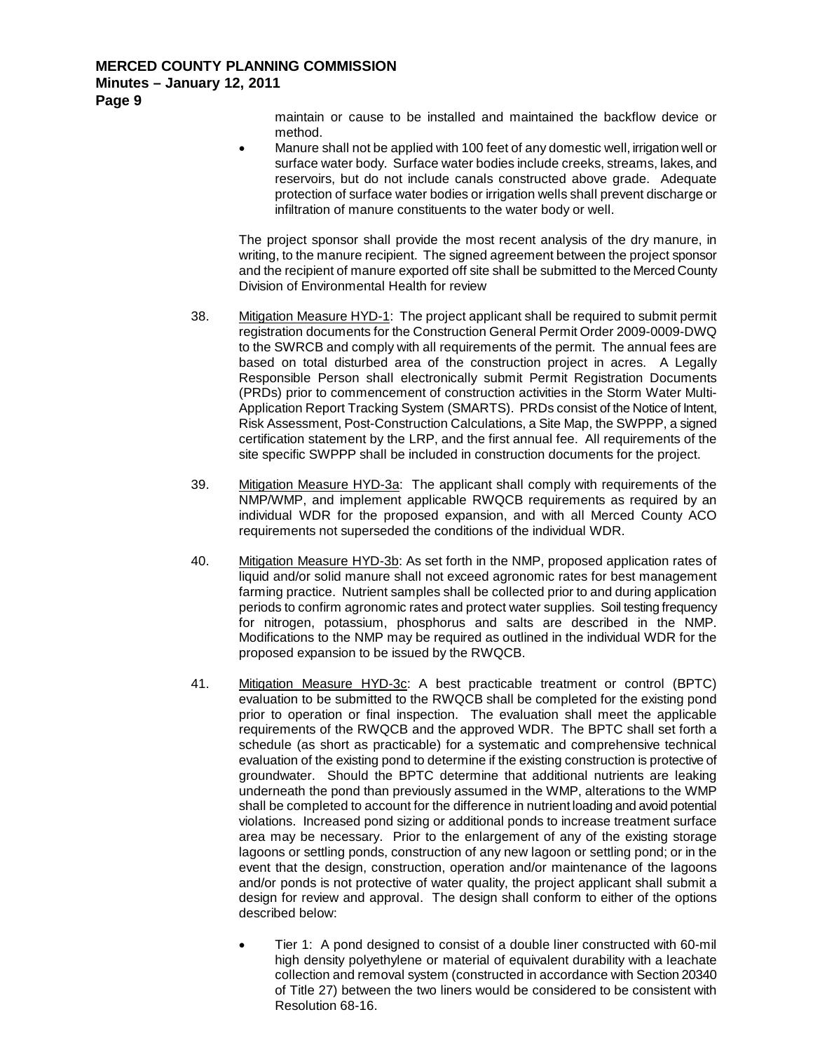maintain or cause to be installed and maintained the backflow device or method.

- Manure shall not be applied with 100 feet of any domestic well, irrigation well or surface water body. Surface water bodies include creeks, streams, lakes, and reservoirs, but do not include canals constructed above grade. Adequate protection of surface water bodies or irrigation wells shall prevent discharge or infiltration of manure constituents to the water body or well.

The project sponsor shall provide the most recent analysis of the dry manure, in writing, to the manure recipient. The signed agreement between the project sponsor and the recipient of manure exported off site shall be submitted to the Merced County Division of Environmental Health for review

38. Mitigation Measure HYD-1: The project applicant shall be required to submit permit registration documents for the Construction General Permit Order 2009-0009-DWQ to the SWRCB and comply with all requirements of the permit. The annual fees are based on total disturbed area of the construction project in acres. A Legally Responsible Person shall electronically submit Permit Registration Documents (PRDs) prior to commencement of construction activities in the Storm Water Multi-Application Report Tracking System (SMARTS). PRDs consist of the Notice of Intent, Risk Assessment, Post-Construction Calculations, a Site Map, the SWPPP, a signed certification statement by the LRP, and the first annual fee. All requirements of the site specific SWPPP shall be included in construction documents for the project.

39. Mitigation Measure HYD-3a: The applicant shall comply with requirements of the NMP/WMP, and implement applicable RWQCB requirements as required by an individual WDR for the proposed expansion, and with all Merced County ACO requirements not superseded the conditions of the individual WDR.

40. Mitigation Measure HYD-3b: As set forth in the NMP, proposed application rates of liquid and/or solid manure shall not exceed agronomic rates for best management farming practice. Nutrient samples shall be collected prior to and during application periods to confirm agronomic rates and protect water supplies. Soil testing frequency for nitrogen, potassium, phosphorus and salts are described in the NMP. Modifications to the NMP may be required as outlined in the individual WDR for the proposed expansion to be issued by the RWQCB.

41. Mitigation Measure HYD-3c: A best practicable treatment or control (BPTC) evaluation to be submitted to the RWQCB shall be completed for the existing pond prior to operation or final inspection. The evaluation shall meet the applicable requirements of the RWQCB and the approved WDR. The BPTC shall set forth a schedule (as short as practicable) for a systematic and comprehensive technical evaluation of the existing pond to determine if the existing construction is protective of groundwater. Should the BPTC determine that additional nutrients are leaking underneath the pond than previously assumed in the WMP, alterations to the WMP shall be completed to account for the difference in nutrient loading and avoid potential violations. Increased pond sizing or additional ponds to increase treatment surface area may be necessary. Prior to the enlargement of any of the existing storage lagoons or settling ponds, construction of any new lagoon or settling pond; or in the event that the design, construction, operation and/or maintenance of the lagoons and/or ponds is not protective of water quality, the project applicant shall submit a design for review and approval. The design shall conform to either of the options described below:

    - Tier 1: A pond designed to consist of a double liner constructed with 60-mil high density polyethylene or material of equivalent durability with a leachate collection and removal system (constructed in accordance with Section 20340 of Title 27) between the two liners would be considered to be consistent with Resolution 68-16.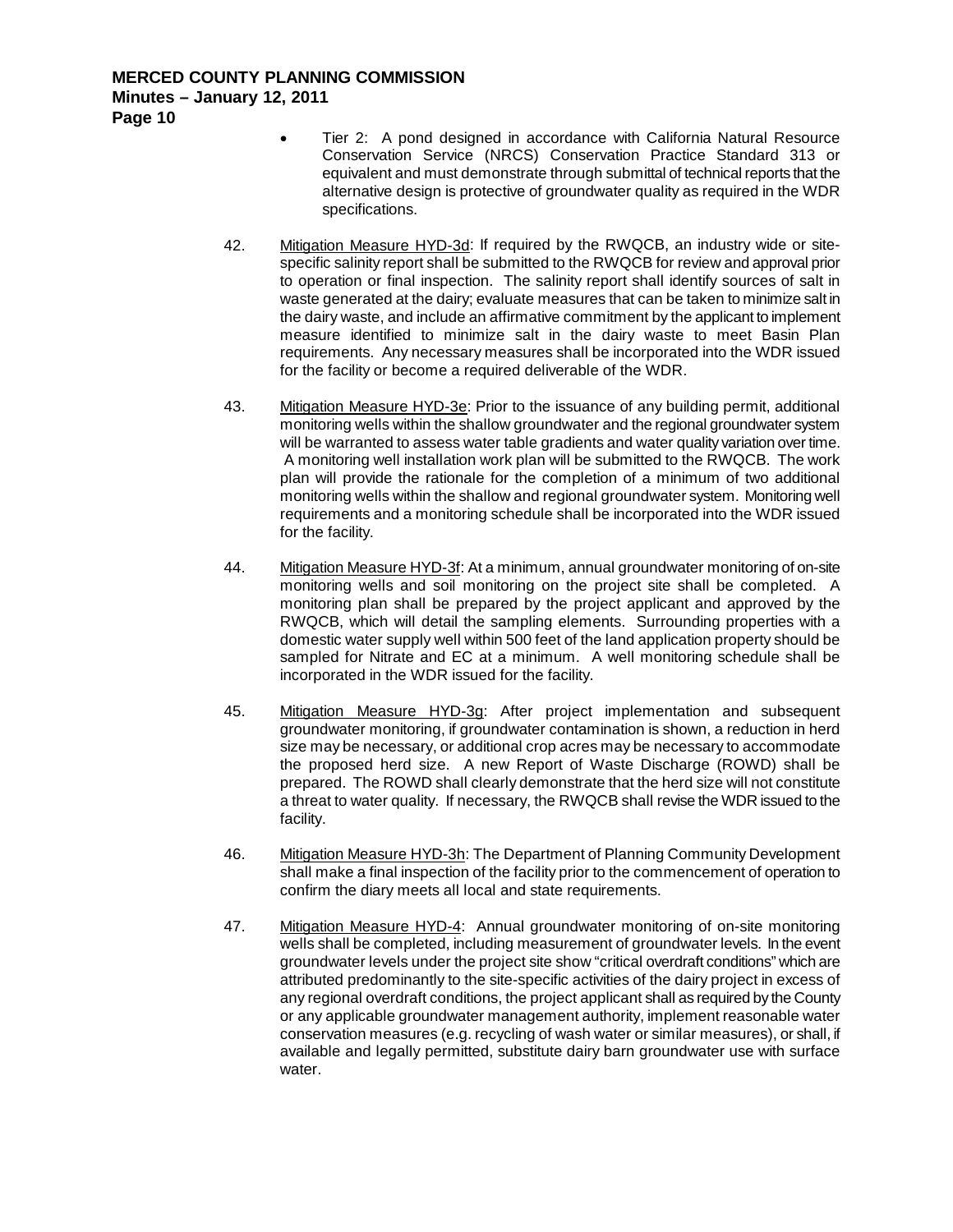- Tier 2: A pond designed in accordance with California Natural Resource Conservation Service (NRCS) Conservation Practice Standard 313 or equivalent and must demonstrate through submittal of technical reports that the alternative design is protective of groundwater quality as required in the WDR specifications.

42. Mitigation Measure HYD-3d: If required by the RWQCB, an industry wide or site-specific salinity report shall be submitted to the RWQCB for review and approval prior to operation or final inspection. The salinity report shall identify sources of salt in waste generated at the dairy; evaluate measures that can be taken to minimize salt in the dairy waste, and include an affirmative commitment by the applicant to implement measure identified to minimize salt in the dairy waste to meet Basin Plan requirements. Any necessary measures shall be incorporated into the WDR issued for the facility or become a required deliverable of the WDR.

43. Mitigation Measure HYD-3e: Prior to the issuance of any building permit, additional monitoring wells within the shallow groundwater and the regional groundwater system will be warranted to assess water table gradients and water quality variation over time. A monitoring well installation work plan will be submitted to the RWQCB. The work plan will provide the rationale for the completion of a minimum of two additional monitoring wells within the shallow and regional groundwater system. Monitoring well requirements and a monitoring schedule shall be incorporated into the WDR issued for the facility.

44. Mitigation Measure HYD-3f: At a minimum, annual groundwater monitoring of on-site monitoring wells and soil monitoring on the project site shall be completed. A monitoring plan shall be prepared by the project applicant and approved by the RWQCB, which will detail the sampling elements. Surrounding properties with a domestic water supply well within 500 feet of the land application property should be sampled for Nitrate and EC at a minimum. A well monitoring schedule shall be incorporated in the WDR issued for the facility.

45. Mitigation Measure HYD-3g: After project implementation and subsequent groundwater monitoring, if groundwater contamination is shown, a reduction in herd size may be necessary, or additional crop acres may be necessary to accommodate the proposed herd size. A new Report of Waste Discharge (ROWD) shall be prepared. The ROWD shall clearly demonstrate that the herd size will not constitute a threat to water quality. If necessary, the RWQCB shall revise the WDR issued to the facility.

46. Mitigation Measure HYD-3h: The Department of Planning Community Development shall make a final inspection of the facility prior to the commencement of operation to confirm the diary meets all local and state requirements.

47. Mitigation Measure HYD-4: Annual groundwater monitoring of on-site monitoring wells shall be completed, including measurement of groundwater levels. In the event groundwater levels under the project site show "critical overdraft conditions" which are attributed predominantly to the site-specific activities of the dairy project in excess of any regional overdraft conditions, the project applicant shall as required by the County or any applicable groundwater management authority, implement reasonable water conservation measures (e.g. recycling of wash water or similar measures), or shall, if available and legally permitted, substitute dairy barn groundwater use with surface water.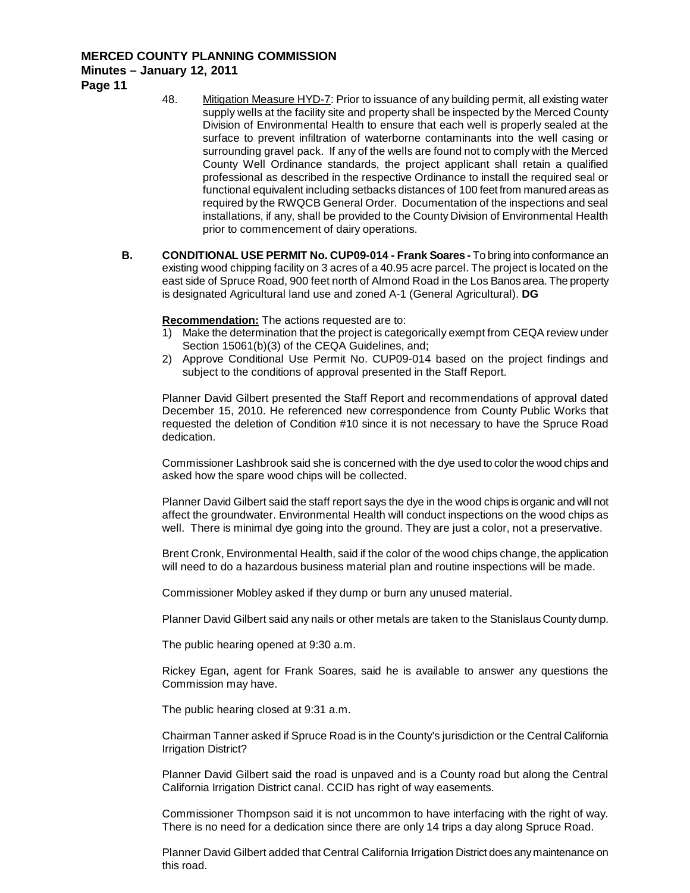48. Mitigation Measure HYD-7: Prior to issuance of any building permit, all existing water supply wells at the facility site and property shall be inspected by the Merced County Division of Environmental Health to ensure that each well is properly sealed at the surface to prevent infiltration of waterborne contaminants into the well casing or surrounding gravel pack. If any of the wells are found not to comply with the Merced County Well Ordinance standards, the project applicant shall retain a qualified professional as described in the respective Ordinance to install the required seal or functional equivalent including setbacks distances of 100 feet from manured areas as required by the RWQCB General Order. Documentation of the inspections and seal installations, if any, shall be provided to the County Division of Environmental Health prior to commencement of dairy operations.

**B. CONDITIONAL USE PERMIT No. CUP09-014 - Frank Soares -** To bring into conformance an existing wood chipping facility on 3 acres of a 40.95 acre parcel. The project is located on the east side of Spruce Road, 900 feet north of Almond Road in the Los Banos area. The property is designated Agricultural land use and zoned A-1 (General Agricultural). **DG**

**Recommendation:** The actions requested are to:

1) Make the determination that the project is categorically exempt from CEQA review under Section 15061(b)(3) of the CEQA Guidelines, and;
2) Approve Conditional Use Permit No. CUP09-014 based on the project findings and subject to the conditions of approval presented in the Staff Report.

Planner David Gilbert presented the Staff Report and recommendations of approval dated December 15, 2010. He referenced new correspondence from County Public Works that requested the deletion of Condition #10 since it is not necessary to have the Spruce Road dedication.

Commissioner Lashbrook said she is concerned with the dye used to color the wood chips and asked how the spare wood chips will be collected.

Planner David Gilbert said the staff report says the dye in the wood chips is organic and will not affect the groundwater. Environmental Health will conduct inspections on the wood chips as well. There is minimal dye going into the ground. They are just a color, not a preservative.

Brent Cronk, Environmental Health, said if the color of the wood chips change, the application will need to do a hazardous business material plan and routine inspections will be made.

Commissioner Mobley asked if they dump or burn any unused material.

Planner David Gilbert said any nails or other metals are taken to the Stanislaus County dump.

The public hearing opened at 9:30 a.m.

Rickey Egan, agent for Frank Soares, said he is available to answer any questions the Commission may have.

The public hearing closed at 9:31 a.m.

Chairman Tanner asked if Spruce Road is in the County's jurisdiction or the Central California Irrigation District?

Planner David Gilbert said the road is unpaved and is a County road but along the Central California Irrigation District canal. CCID has right of way easements.

Commissioner Thompson said it is not uncommon to have interfacing with the right of way. There is no need for a dedication since there are only 14 trips a day along Spruce Road.

Planner David Gilbert added that Central California Irrigation District does any maintenance on this road.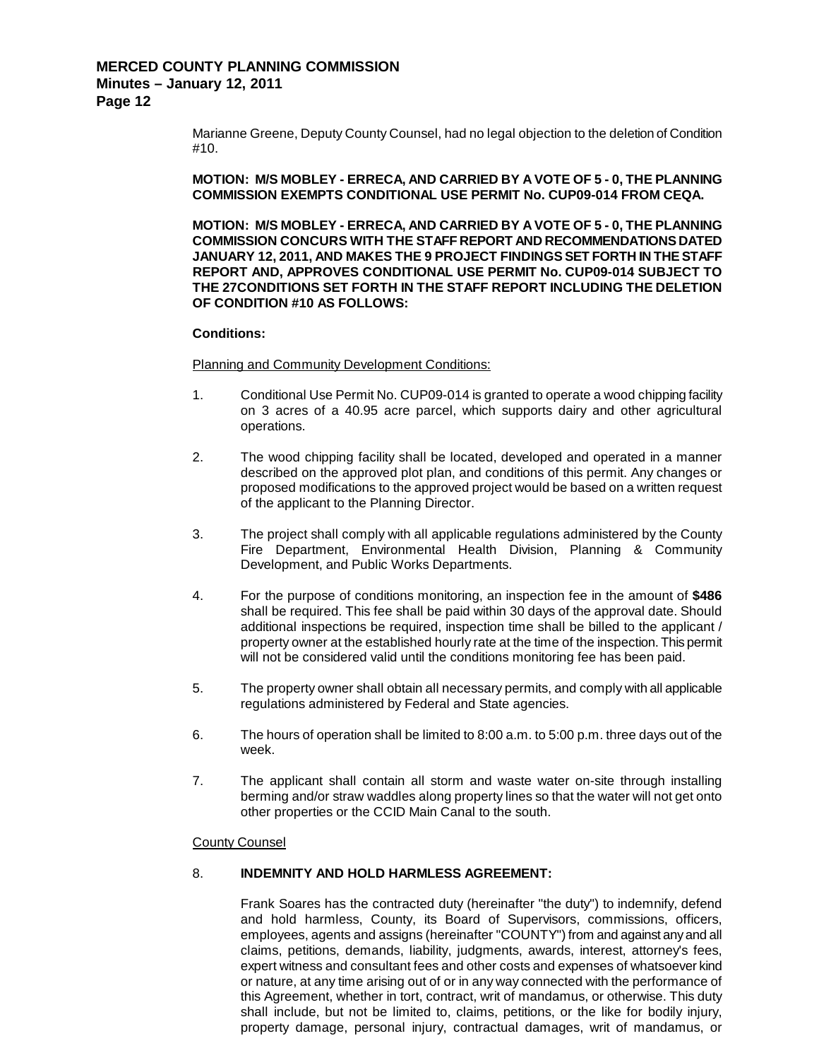Marianne Greene, Deputy County Counsel, had no legal objection to the deletion of Condition #10.

**MOTION: M/S MOBLEY - ERRECA, AND CARRIED BY A VOTE OF 5 - 0, THE PLANNING COMMISSION EXEMPTS CONDITIONAL USE PERMIT No. CUP09-014 FROM CEQA.**

**MOTION: M/S MOBLEY - ERRECA, AND CARRIED BY A VOTE OF 5 - 0, THE PLANNING COMMISSION CONCURS WITH THE STAFF REPORT AND RECOMMENDATIONS DATED JANUARY 12, 2011, AND MAKES THE 9 PROJECT FINDINGS SET FORTH IN THE STAFF REPORT AND, APPROVES CONDITIONAL USE PERMIT No. CUP09-014 SUBJECT TO THE 27CONDITIONS SET FORTH IN THE STAFF REPORT INCLUDING THE DELETION OF CONDITION #10 AS FOLLOWS:**

**Conditions:**

Planning and Community Development Conditions:

1. Conditional Use Permit No. CUP09-014 is granted to operate a wood chipping facility on 3 acres of a 40.95 acre parcel, which supports dairy and other agricultural operations.

2. The wood chipping facility shall be located, developed and operated in a manner described on the approved plot plan, and conditions of this permit. Any changes or proposed modifications to the approved project would be based on a written request of the applicant to the Planning Director.

3. The project shall comply with all applicable regulations administered by the County Fire Department, Environmental Health Division, Planning & Community Development, and Public Works Departments.

4. For the purpose of conditions monitoring, an inspection fee in the amount of **$486** shall be required. This fee shall be paid within 30 days of the approval date. Should additional inspections be required, inspection time shall be billed to the applicant / property owner at the established hourly rate at the time of the inspection. This permit will not be considered valid until the conditions monitoring fee has been paid.

5. The property owner shall obtain all necessary permits, and comply with all applicable regulations administered by Federal and State agencies.

6. The hours of operation shall be limited to 8:00 a.m. to 5:00 p.m. three days out of the week.

7. The applicant shall contain all storm and waste water on-site through installing berming and/or straw waddles along property lines so that the water will not get onto other properties or the CCID Main Canal to the south.

County Counsel

8. **INDEMNITY AND HOLD HARMLESS AGREEMENT:**

   Frank Soares has the contracted duty (hereinafter "the duty") to indemnify, defend and hold harmless, County, its Board of Supervisors, commissions, officers, employees, agents and assigns (hereinafter "COUNTY") from and against any and all claims, petitions, demands, liability, judgments, awards, interest, attorney's fees, expert witness and consultant fees and other costs and expenses of whatsoever kind or nature, at any time arising out of or in any way connected with the performance of this Agreement, whether in tort, contract, writ of mandamus, or otherwise. This duty shall include, but not be limited to, claims, petitions, or the like for bodily injury, property damage, personal injury, contractual damages, writ of mandamus, or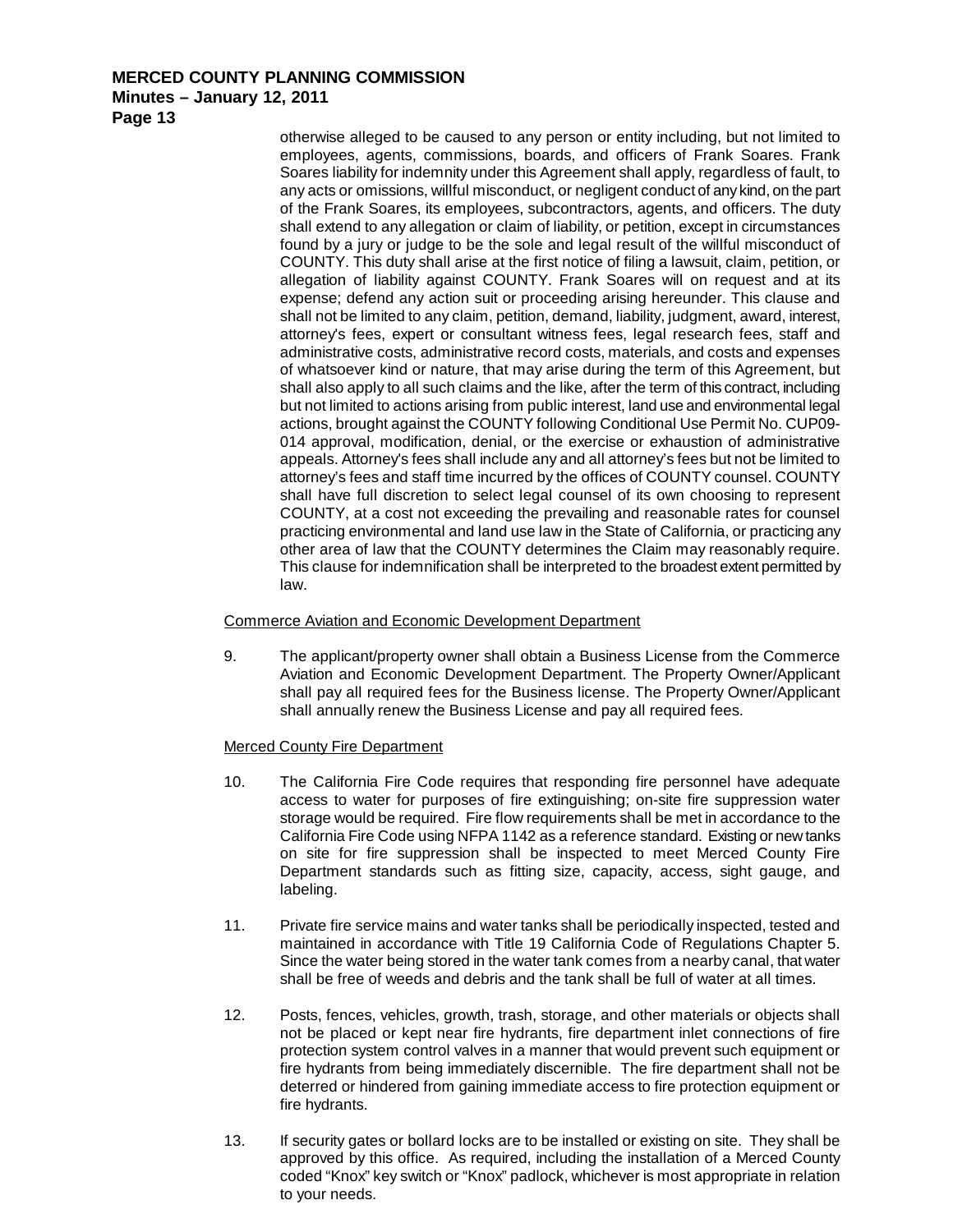otherwise alleged to be caused to any person or entity including, but not limited to employees, agents, commissions, boards, and officers of Frank Soares. Frank Soares liability for indemnity under this Agreement shall apply, regardless of fault, to any acts or omissions, willful misconduct, or negligent conduct of any kind, on the part of the Frank Soares, its employees, subcontractors, agents, and officers. The duty shall extend to any allegation or claim of liability, or petition, except in circumstances found by a jury or judge to be the sole and legal result of the willful misconduct of COUNTY. This duty shall arise at the first notice of filing a lawsuit, claim, petition, or allegation of liability against COUNTY. Frank Soares will on request and at its expense; defend any action suit or proceeding arising hereunder. This clause and shall not be limited to any claim, petition, demand, liability, judgment, award, interest, attorney's fees, expert or consultant witness fees, legal research fees, staff and administrative costs, administrative record costs, materials, and costs and expenses of whatsoever kind or nature, that may arise during the term of this Agreement, but shall also apply to all such claims and the like, after the term of this contract, including but not limited to actions arising from public interest, land use and environmental legal actions, brought against the COUNTY following Conditional Use Permit No. CUP09-014 approval, modification, denial, or the exercise or exhaustion of administrative appeals. Attorney's fees shall include any and all attorney's fees but not be limited to attorney's fees and staff time incurred by the offices of COUNTY counsel. COUNTY shall have full discretion to select legal counsel of its own choosing to represent COUNTY, at a cost not exceeding the prevailing and reasonable rates for counsel practicing environmental and land use law in the State of California, or practicing any other area of law that the COUNTY determines the Claim may reasonably require. This clause for indemnification shall be interpreted to the broadest extent permitted by law.

Commerce Aviation and Economic Development Department

9. The applicant/property owner shall obtain a Business License from the Commerce Aviation and Economic Development Department. The Property Owner/Applicant shall pay all required fees for the Business license. The Property Owner/Applicant shall annually renew the Business License and pay all required fees.

Merced County Fire Department

10. The California Fire Code requires that responding fire personnel have adequate access to water for purposes of fire extinguishing; on-site fire suppression water storage would be required. Fire flow requirements shall be met in accordance to the California Fire Code using NFPA 1142 as a reference standard. Existing or new tanks on site for fire suppression shall be inspected to meet Merced County Fire Department standards such as fitting size, capacity, access, sight gauge, and labeling.

11. Private fire service mains and water tanks shall be periodically inspected, tested and maintained in accordance with Title 19 California Code of Regulations Chapter 5. Since the water being stored in the water tank comes from a nearby canal, that water shall be free of weeds and debris and the tank shall be full of water at all times.

12. Posts, fences, vehicles, growth, trash, storage, and other materials or objects shall not be placed or kept near fire hydrants, fire department inlet connections of fire protection system control valves in a manner that would prevent such equipment or fire hydrants from being immediately discernible. The fire department shall not be deterred or hindered from gaining immediate access to fire protection equipment or fire hydrants.

13. If security gates or bollard locks are to be installed or existing on site. They shall be approved by this office. As required, including the installation of a Merced County coded "Knox" key switch or "Knox" padlock, whichever is most appropriate in relation to your needs.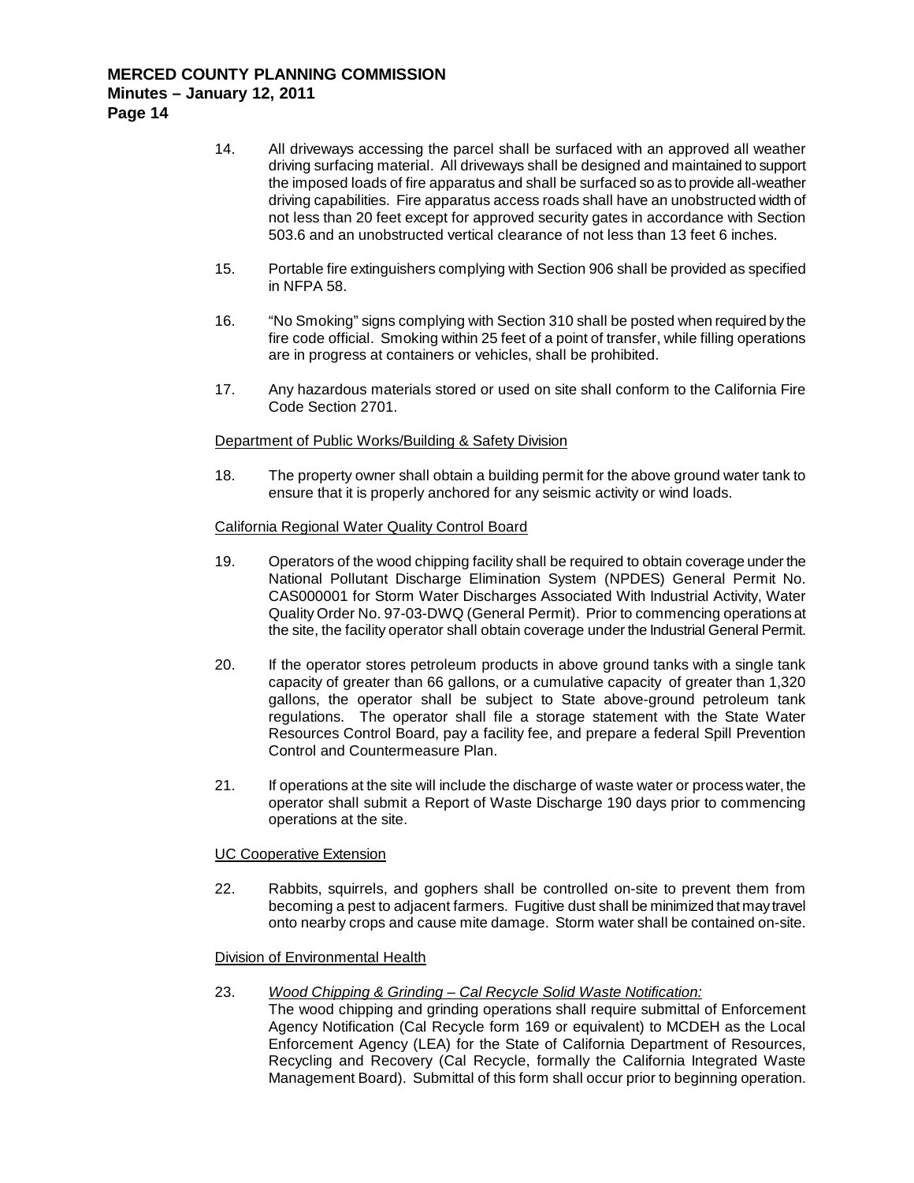14. All driveways accessing the parcel shall be surfaced with an approved all weather driving surfacing material. All driveways shall be designed and maintained to support the imposed loads of fire apparatus and shall be surfaced so as to provide all-weather driving capabilities. Fire apparatus access roads shall have an unobstructed width of not less than 20 feet except for approved security gates in accordance with Section 503.6 and an unobstructed vertical clearance of not less than 13 feet 6 inches.

15. Portable fire extinguishers complying with Section 906 shall be provided as specified in NFPA 58.

16. "No Smoking" signs complying with Section 310 shall be posted when required by the fire code official. Smoking within 25 feet of a point of transfer, while filling operations are in progress at containers or vehicles, shall be prohibited.

17. Any hazardous materials stored or used on site shall conform to the California Fire Code Section 2701.

<u>Department of Public Works/Building & Safety Division</u>

18. The property owner shall obtain a building permit for the above ground water tank to ensure that it is properly anchored for any seismic activity or wind loads.

<u>California Regional Water Quality Control Board</u>

19. Operators of the wood chipping facility shall be required to obtain coverage under the National Pollutant Discharge Elimination System (NPDES) General Permit No. CAS000001 for Storm Water Discharges Associated With Industrial Activity, Water Quality Order No. 97-03-DWQ (General Permit). Prior to commencing operations at the site, the facility operator shall obtain coverage under the Industrial General Permit.

20. If the operator stores petroleum products in above ground tanks with a single tank capacity of greater than 66 gallons, or a cumulative capacity of greater than 1,320 gallons, the operator shall be subject to State above-ground petroleum tank regulations. The operator shall file a storage statement with the State Water Resources Control Board, pay a facility fee, and prepare a federal Spill Prevention Control and Countermeasure Plan.

21. If operations at the site will include the discharge of waste water or process water, the operator shall submit a Report of Waste Discharge 190 days prior to commencing operations at the site.

<u>UC Cooperative Extension</u>

22. Rabbits, squirrels, and gophers shall be controlled on-site to prevent them from becoming a pest to adjacent farmers. Fugitive dust shall be minimized that may travel onto nearby crops and cause mite damage. Storm water shall be contained on-site.

<u>Division of Environmental Health</u>

23. <u>*Wood Chipping & Grinding – Cal Recycle Solid Waste Notification:*</u>
The wood chipping and grinding operations shall require submittal of Enforcement Agency Notification (Cal Recycle form 169 or equivalent) to MCDEH as the Local Enforcement Agency (LEA) for the State of California Department of Resources, Recycling and Recovery (Cal Recycle, formally the California Integrated Waste Management Board). Submittal of this form shall occur prior to beginning operation.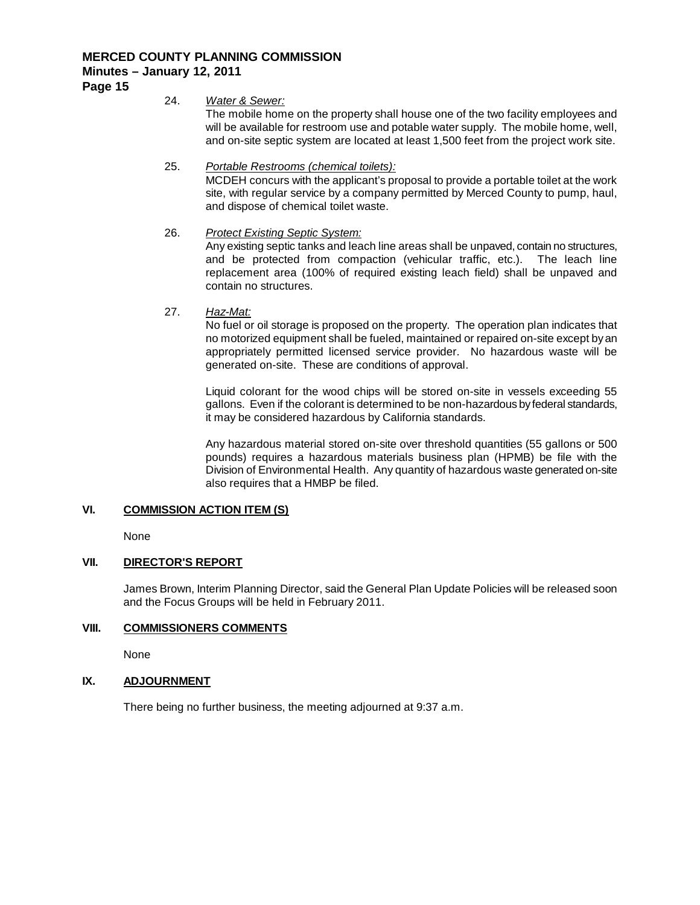24. *Water & Sewer:*
    The mobile home on the property shall house one of the two facility employees and will be available for restroom use and potable water supply. The mobile home, well, and on-site septic system are located at least 1,500 feet from the project work site.

25. *Portable Restrooms (chemical toilets):*
    MCDEH concurs with the applicant's proposal to provide a portable toilet at the work site, with regular service by a company permitted by Merced County to pump, haul, and dispose of chemical toilet waste.

26. *Protect Existing Septic System:*
    Any existing septic tanks and leach line areas shall be unpaved, contain no structures, and be protected from compaction (vehicular traffic, etc.). The leach line replacement area (100% of required existing leach field) shall be unpaved and contain no structures.

27. *Haz-Mat:*
    No fuel or oil storage is proposed on the property. The operation plan indicates that no motorized equipment shall be fueled, maintained or repaired on-site except by an appropriately permitted licensed service provider. No hazardous waste will be generated on-site. These are conditions of approval.

    Liquid colorant for the wood chips will be stored on-site in vessels exceeding 55 gallons. Even if the colorant is determined to be non-hazardous by federal standards, it may be considered hazardous by California standards.

    Any hazardous material stored on-site over threshold quantities (55 gallons or 500 pounds) requires a hazardous materials business plan (HPMB) be file with the Division of Environmental Health. Any quantity of hazardous waste generated on-site also requires that a HMBP be filed.

## VI. COMMISSION ACTION ITEM (S)

None

## VII. DIRECTOR'S REPORT

James Brown, Interim Planning Director, said the General Plan Update Policies will be released soon and the Focus Groups will be held in February 2011.

## VIII. COMMISSIONERS COMMENTS

None

## IX. ADJOURNMENT

There being no further business, the meeting adjourned at 9:37 a.m.